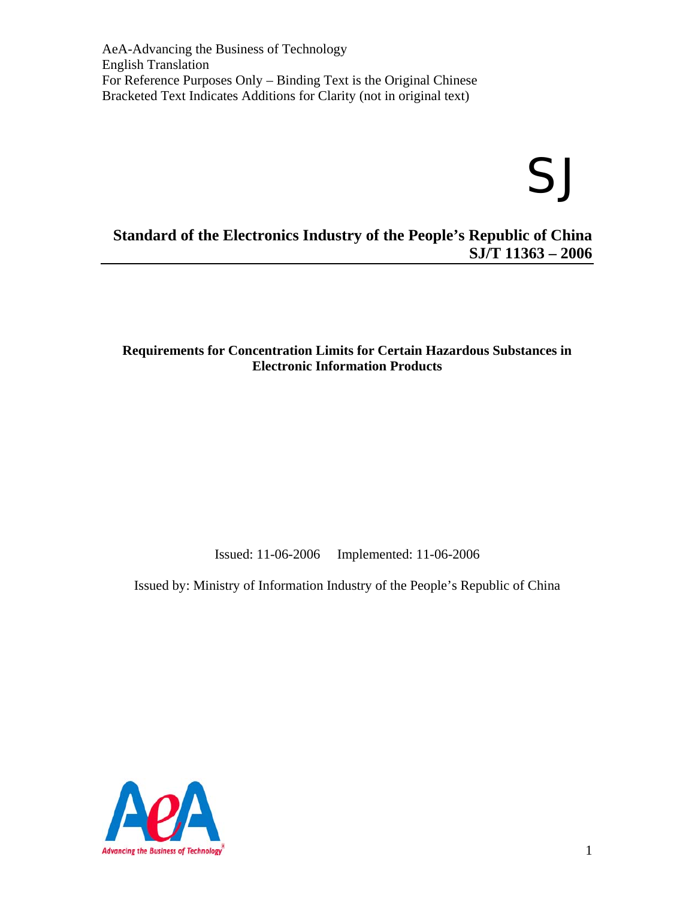AeA-Advancing the Business of Technology
English Translation
For Reference Purposes Only – Binding Text is the Original Chinese
Bracketed Text Indicates Additions for Clarity (not in original text)

SJ

# Standard of the Electronics Industry of the People's Republic of China
# SJ/T 11363 – 2006

## Requirements for Concentration Limits for Certain Hazardous Substances in Electronic Information Products

Issued: 11-06-2006 Implemented: 11-06-2006

Issued by: Ministry of Information Industry of the People's Republic of China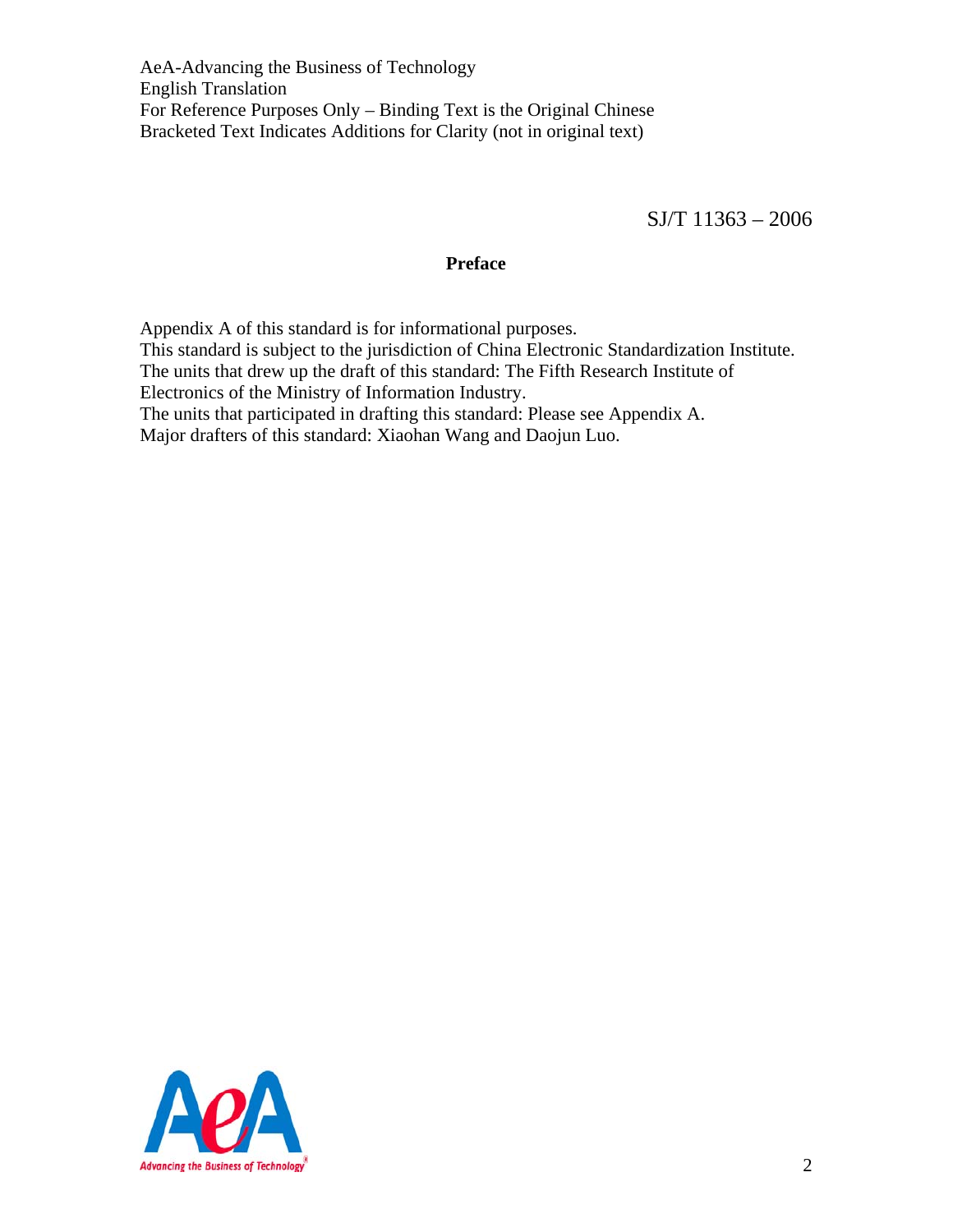# Preface

Appendix A of this standard is for informational purposes.
This standard is subject to the jurisdiction of China Electronic Standardization Institute.
The units that drew up the draft of this standard: The Fifth Research Institute of Electronics of the Ministry of Information Industry.
The units that participated in drafting this standard: Please see Appendix A.
Major drafters of this standard: Xiaohan Wang and Daojun Luo.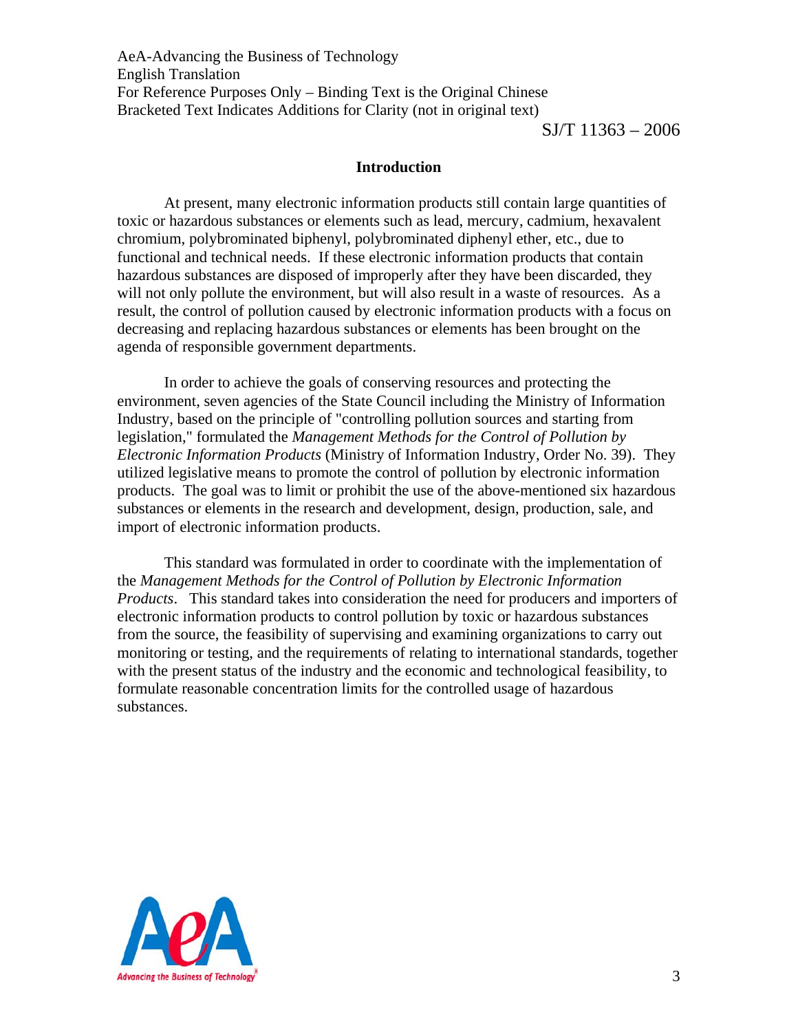## Introduction

At present, many electronic information products still contain large quantities of toxic or hazardous substances or elements such as lead, mercury, cadmium, hexavalent chromium, polybrominated biphenyl, polybrominated diphenyl ether, etc., due to functional and technical needs. If these electronic information products that contain hazardous substances are disposed of improperly after they have been discarded, they will not only pollute the environment, but will also result in a waste of resources. As a result, the control of pollution caused by electronic information products with a focus on decreasing and replacing hazardous substances or elements has been brought on the agenda of responsible government departments.

In order to achieve the goals of conserving resources and protecting the environment, seven agencies of the State Council including the Ministry of Information Industry, based on the principle of "controlling pollution sources and starting from legislation," formulated the *Management Methods for the Control of Pollution by Electronic Information Products* (Ministry of Information Industry, Order No. 39). They utilized legislative means to promote the control of pollution by electronic information products. The goal was to limit or prohibit the use of the above-mentioned six hazardous substances or elements in the research and development, design, production, sale, and import of electronic information products.

This standard was formulated in order to coordinate with the implementation of the *Management Methods for the Control of Pollution by Electronic Information Products*. This standard takes into consideration the need for producers and importers of electronic information products to control pollution by toxic or hazardous substances from the source, the feasibility of supervising and examining organizations to carry out monitoring or testing, and the requirements of relating to international standards, together with the present status of the industry and the economic and technological feasibility, to formulate reasonable concentration limits for the controlled usage of hazardous substances.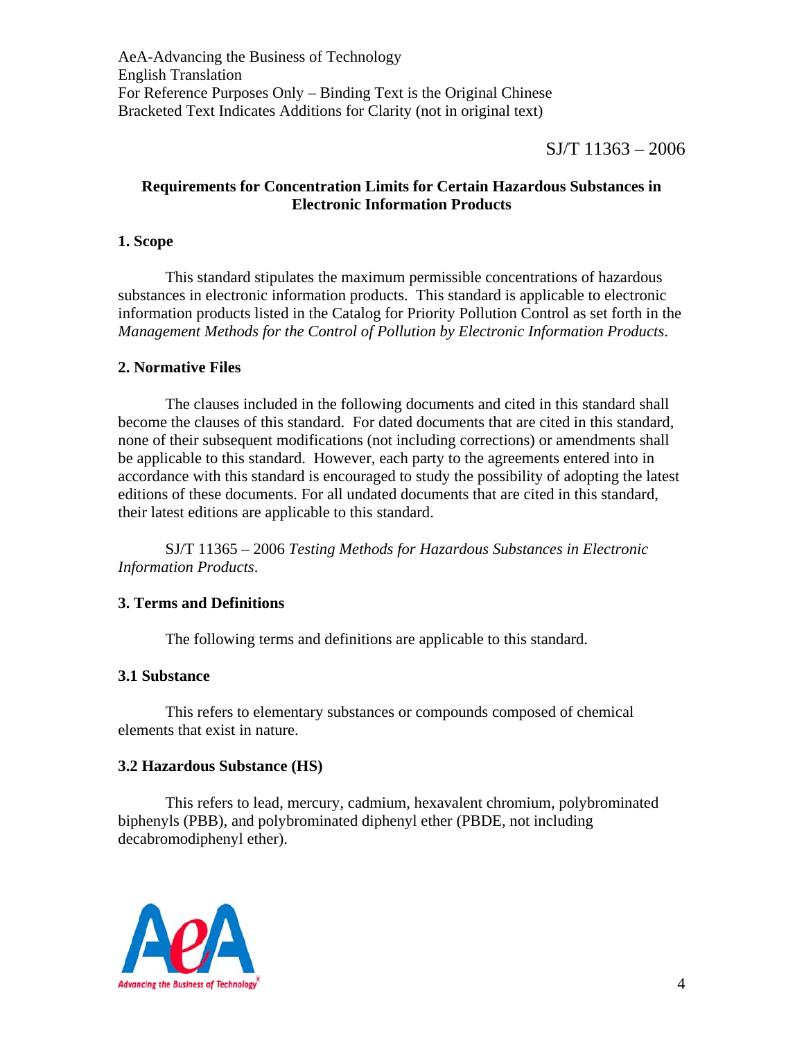SJ/T 11363 – 2006

## Requirements for Concentration Limits for Certain Hazardous Substances in Electronic Information Products

### 1. Scope

This standard stipulates the maximum permissible concentrations of hazardous substances in electronic information products. This standard is applicable to electronic information products listed in the Catalog for Priority Pollution Control as set forth in the *Management Methods for the Control of Pollution by Electronic Information Products*.

### 2. Normative Files

The clauses included in the following documents and cited in this standard shall become the clauses of this standard. For dated documents that are cited in this standard, none of their subsequent modifications (not including corrections) or amendments shall be applicable to this standard. However, each party to the agreements entered into in accordance with this standard is encouraged to study the possibility of adopting the latest editions of these documents. For all undated documents that are cited in this standard, their latest editions are applicable to this standard.

SJ/T 11365 – 2006 *Testing Methods for Hazardous Substances in Electronic Information Products*.

### 3. Terms and Definitions

The following terms and definitions are applicable to this standard.

### 3.1 Substance

This refers to elementary substances or compounds composed of chemical elements that exist in nature.

### 3.2 Hazardous Substance (HS)

This refers to lead, mercury, cadmium, hexavalent chromium, polybrominated biphenyls (PBB), and polybrominated diphenyl ether (PBDE, not including decabromodiphenyl ether).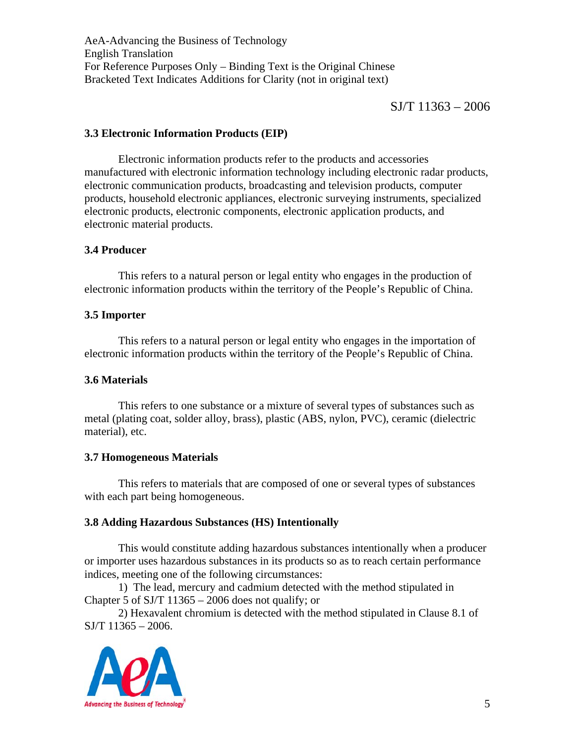### 3.3 Electronic Information Products (EIP)

Electronic information products refer to the products and accessories manufactured with electronic information technology including electronic radar products, electronic communication products, broadcasting and television products, computer products, household electronic appliances, electronic surveying instruments, specialized electronic products, electronic components, electronic application products, and electronic material products.

### 3.4 Producer

This refers to a natural person or legal entity who engages in the production of electronic information products within the territory of the People's Republic of China.

### 3.5 Importer

This refers to a natural person or legal entity who engages in the importation of electronic information products within the territory of the People's Republic of China.

### 3.6 Materials

This refers to one substance or a mixture of several types of substances such as metal (plating coat, solder alloy, brass), plastic (ABS, nylon, PVC), ceramic (dielectric material), etc.

### 3.7 Homogeneous Materials

This refers to materials that are composed of one or several types of substances with each part being homogeneous.

### 3.8 Adding Hazardous Substances (HS) Intentionally

This would constitute adding hazardous substances intentionally when a producer or importer uses hazardous substances in its products so as to reach certain performance indices, meeting one of the following circumstances:

1) The lead, mercury and cadmium detected with the method stipulated in Chapter 5 of SJ/T 11365 – 2006 does not qualify; or

2) Hexavalent chromium is detected with the method stipulated in Clause 8.1 of SJ/T 11365 – 2006.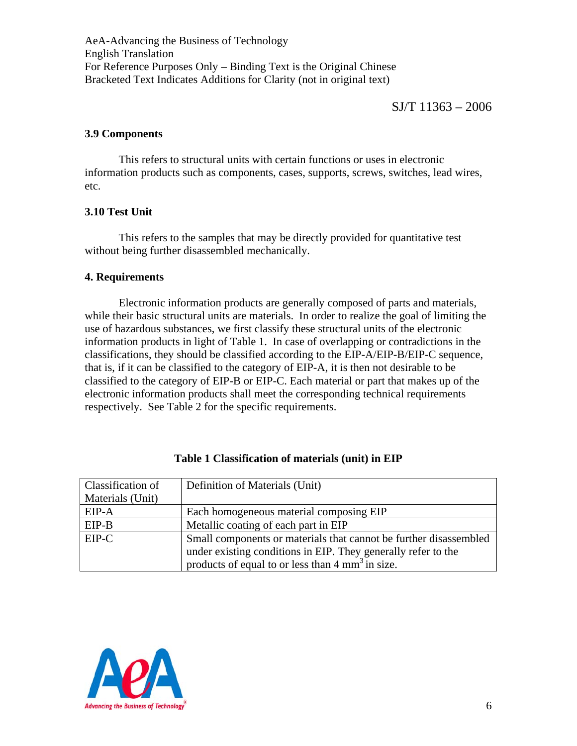### 3.9 Components

This refers to structural units with certain functions or uses in electronic information products such as components, cases, supports, screws, switches, lead wires, etc.

### 3.10 Test Unit

This refers to the samples that may be directly provided for quantitative test without being further disassembled mechanically.

## 4. Requirements

Electronic information products are generally composed of parts and materials, while their basic structural units are materials. In order to realize the goal of limiting the use of hazardous substances, we first classify these structural units of the electronic information products in light of Table 1. In case of overlapping or contradictions in the classifications, they should be classified according to the EIP-A/EIP-B/EIP-C sequence, that is, if it can be classified to the category of EIP-A, it is then not desirable to be classified to the category of EIP-B or EIP-C. Each material or part that makes up of the electronic information products shall meet the corresponding technical requirements respectively. See Table 2 for the specific requirements.

**Table 1 Classification of materials (unit) in EIP**

| Classification of Materials (Unit) | Definition of Materials (Unit) |
|---|---|
| EIP-A | Each homogeneous material composing EIP |
| EIP-B | Metallic coating of each part in EIP |
| EIP-C | Small components or materials that cannot be further disassembled under existing conditions in EIP. They generally refer to the products of equal to or less than 4 $mm^3$ in size. |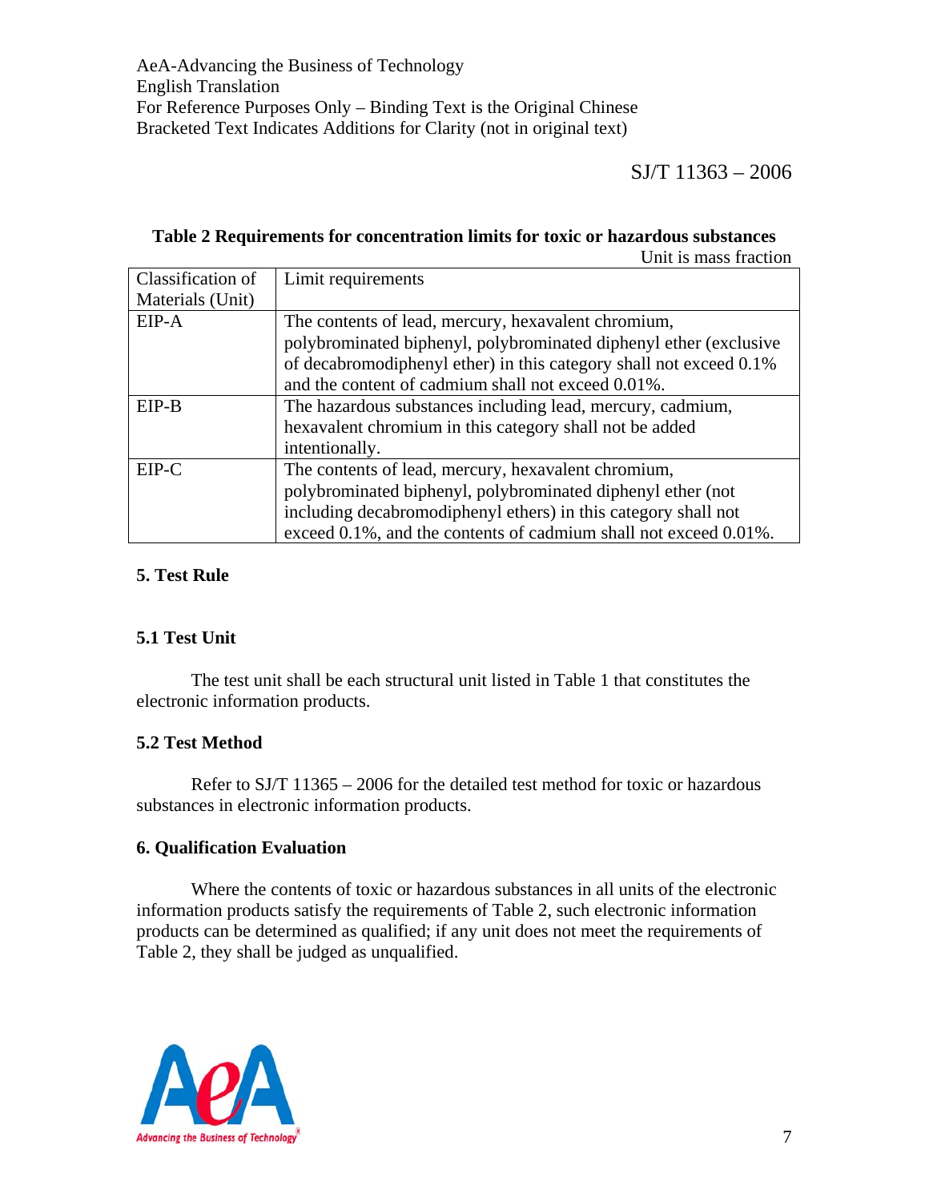**Table 2 Requirements for concentration limits for toxic or hazardous substances**

Unit is mass fraction

| Classification of Materials (Unit) | Limit requirements |
|---|---|
| EIP-A | The contents of lead, mercury, hexavalent chromium, polybrominated biphenyl, polybrominated diphenyl ether (exclusive of decabromodiphenyl ether) in this category shall not exceed 0.1% and the content of cadmium shall not exceed 0.01%. |
| EIP-B | The hazardous substances including lead, mercury, cadmium, hexavalent chromium in this category shall not be added intentionally. |
| EIP-C | The contents of lead, mercury, hexavalent chromium, polybrominated biphenyl, polybrominated diphenyl ether (not including decabromodiphenyl ethers) in this category shall not exceed 0.1%, and the contents of cadmium shall not exceed 0.01%. |

## 5. Test Rule

### 5.1 Test Unit

The test unit shall be each structural unit listed in Table 1 that constitutes the electronic information products.

### 5.2 Test Method

Refer to SJ/T 11365 – 2006 for the detailed test method for toxic or hazardous substances in electronic information products.

## 6. Qualification Evaluation

Where the contents of toxic or hazardous substances in all units of the electronic information products satisfy the requirements of Table 2, such electronic information products can be determined as qualified; if any unit does not meet the requirements of Table 2, they shall be judged as unqualified.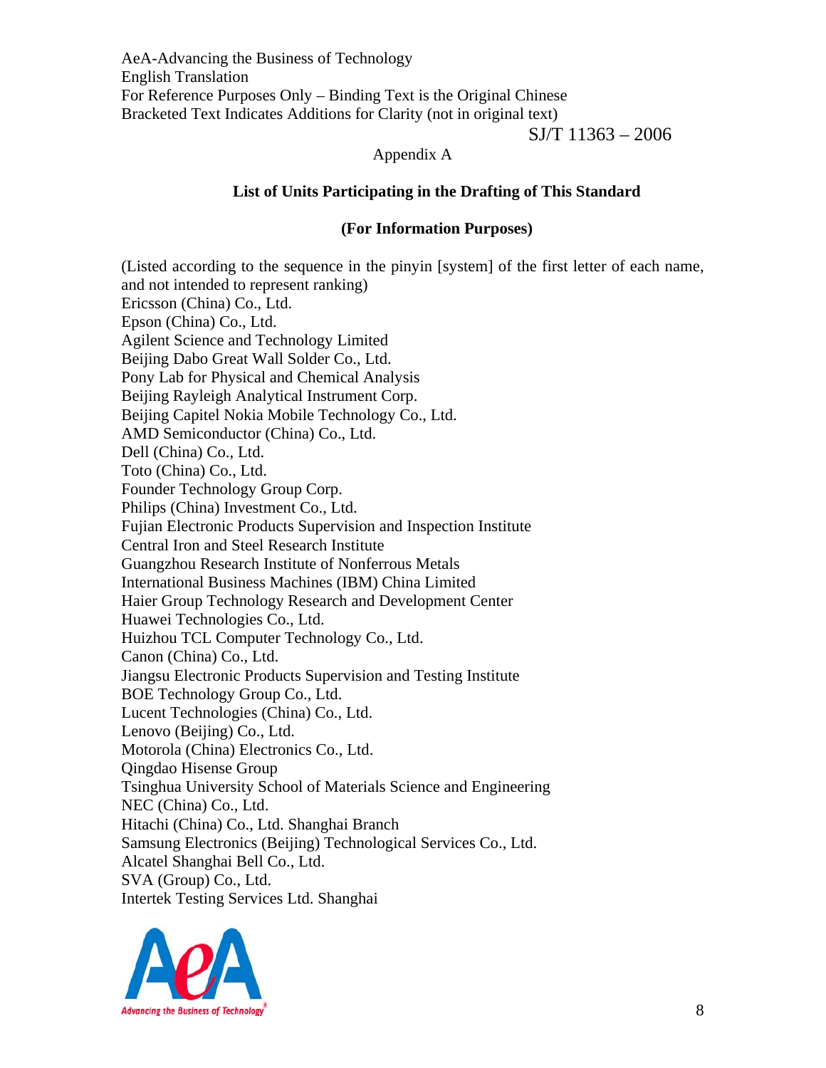Appendix A

## List of Units Participating in the Drafting of This Standard

### (For Information Purposes)

(Listed according to the sequence in the pinyin [system] of the first letter of each name, and not intended to represent ranking)

Ericsson (China) Co., Ltd.
Epson (China) Co., Ltd.
Agilent Science and Technology Limited
Beijing Dabo Great Wall Solder Co., Ltd.
Pony Lab for Physical and Chemical Analysis
Beijing Rayleigh Analytical Instrument Corp.
Beijing Capitel Nokia Mobile Technology Co., Ltd.
AMD Semiconductor (China) Co., Ltd.
Dell (China) Co., Ltd.
Toto (China) Co., Ltd.
Founder Technology Group Corp.
Philips (China) Investment Co., Ltd.
Fujian Electronic Products Supervision and Inspection Institute
Central Iron and Steel Research Institute
Guangzhou Research Institute of Nonferrous Metals
International Business Machines (IBM) China Limited
Haier Group Technology Research and Development Center
Huawei Technologies Co., Ltd.
Huizhou TCL Computer Technology Co., Ltd.
Canon (China) Co., Ltd.
Jiangsu Electronic Products Supervision and Testing Institute
BOE Technology Group Co., Ltd.
Lucent Technologies (China) Co., Ltd.
Lenovo (Beijing) Co., Ltd.
Motorola (China) Electronics Co., Ltd.
Qingdao Hisense Group
Tsinghua University School of Materials Science and Engineering
NEC (China) Co., Ltd.
Hitachi (China) Co., Ltd. Shanghai Branch
Samsung Electronics (Beijing) Technological Services Co., Ltd.
Alcatel Shanghai Bell Co., Ltd.
SVA (Group) Co., Ltd.
Intertek Testing Services Ltd. Shanghai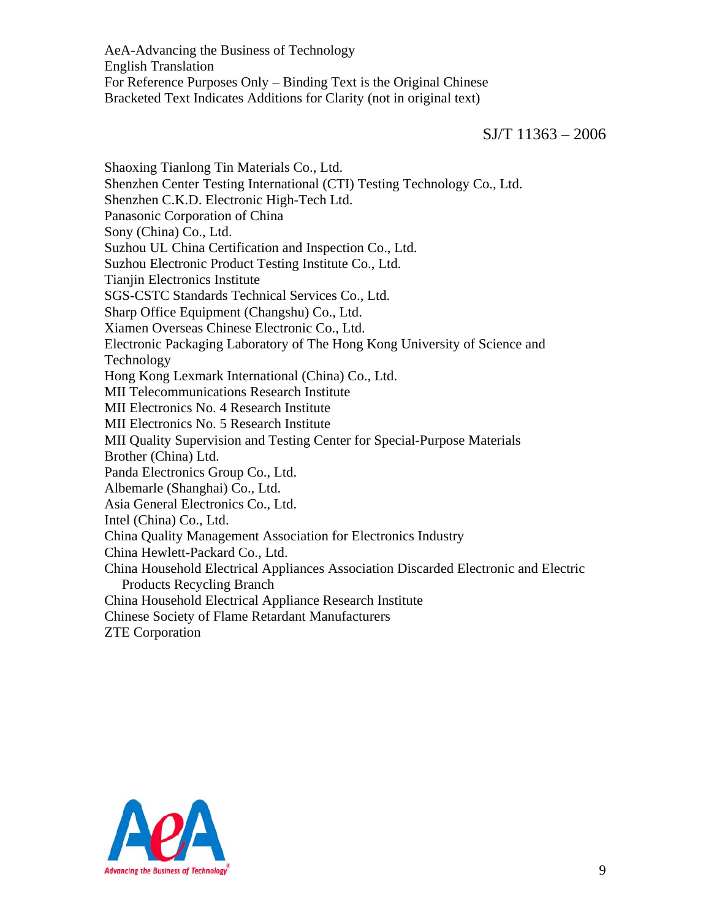Shaoxing Tianlong Tin Materials Co., Ltd.
Shenzhen Center Testing International (CTI) Testing Technology Co., Ltd.
Shenzhen C.K.D. Electronic High-Tech Ltd.
Panasonic Corporation of China
Sony (China) Co., Ltd.
Suzhou UL China Certification and Inspection Co., Ltd.
Suzhou Electronic Product Testing Institute Co., Ltd.
Tianjin Electronics Institute
SGS-CSTC Standards Technical Services Co., Ltd.
Sharp Office Equipment (Changshu) Co., Ltd.
Xiamen Overseas Chinese Electronic Co., Ltd.
Electronic Packaging Laboratory of The Hong Kong University of Science and Technology
Hong Kong Lexmark International (China) Co., Ltd.
MII Telecommunications Research Institute
MII Electronics No. 4 Research Institute
MII Electronics No. 5 Research Institute
MII Quality Supervision and Testing Center for Special-Purpose Materials
Brother (China) Ltd.
Panda Electronics Group Co., Ltd.
Albemarle (Shanghai) Co., Ltd.
Asia General Electronics Co., Ltd.
Intel (China) Co., Ltd.
China Quality Management Association for Electronics Industry
China Hewlett-Packard Co., Ltd.
China Household Electrical Appliances Association Discarded Electronic and Electric Products Recycling Branch
China Household Electrical Appliance Research Institute
Chinese Society of Flame Retardant Manufacturers
ZTE Corporation